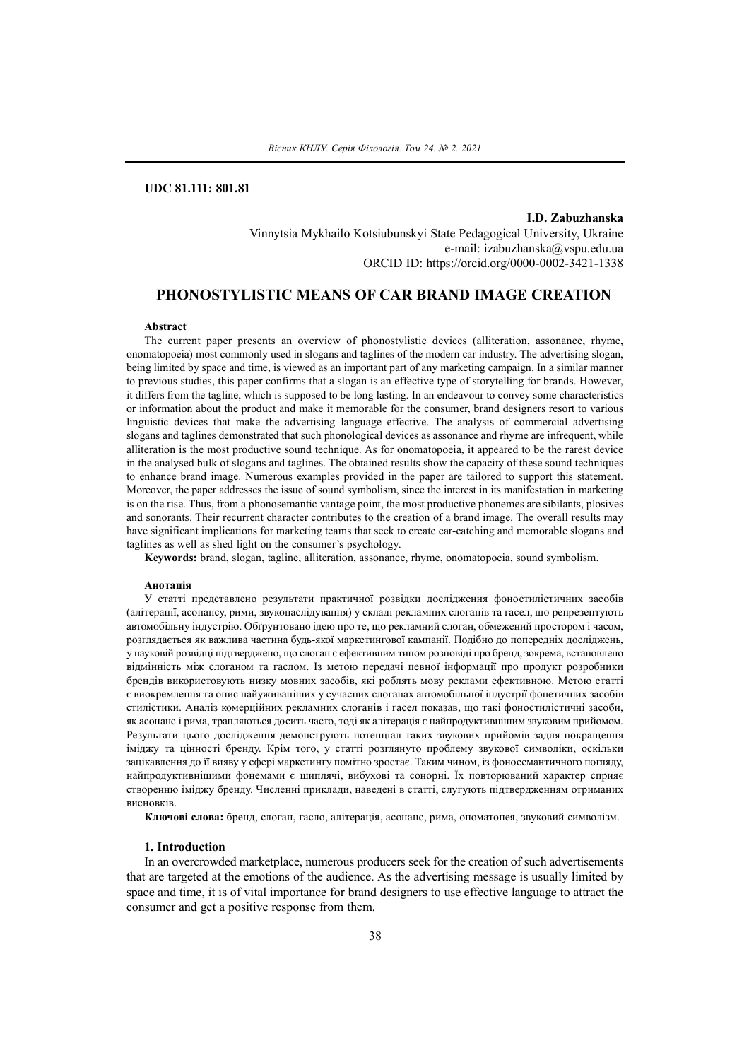**UDC 81.111: 801.81**

**I.D. Zabuzhanska**
Vinnytsia Mykhailo Kotsiubunskyi State Pedagogical University, Ukraine
e-mail: izabuzhanska@vspu.edu.ua
ORCID ID: https://orcid.org/0000-0002-3421-1338

# PHONOSTYLISTIC MEANS OF CAR BRAND IMAGE CREATION

**Abstract**

The current paper presents an overview of phonostylistic devices (alliteration, assonance, rhyme, onomatopoeia) most commonly used in slogans and taglines of the modern car industry. The advertising slogan, being limited by space and time, is viewed as an important part of any marketing campaign. In a similar manner to previous studies, this paper confirms that a slogan is an effective type of storytelling for brands. However, it differs from the tagline, which is supposed to be long lasting. In an endeavour to convey some characteristics or information about the product and make it memorable for the consumer, brand designers resort to various linguistic devices that make the advertising language effective. The analysis of commercial advertising slogans and taglines demonstrated that such phonological devices as assonance and rhyme are infrequent, while alliteration is the most productive sound technique. As for onomatopoeia, it appeared to be the rarest device in the analysed bulk of slogans and taglines. The obtained results show the capacity of these sound techniques to enhance brand image. Numerous examples provided in the paper are tailored to support this statement. Moreover, the paper addresses the issue of sound symbolism, since the interest in its manifestation in marketing is on the rise. Thus, from a phonosemantic vantage point, the most productive phonemes are sibilants, plosives and sonorants. Their recurrent character contributes to the creation of a brand image. The overall results may have significant implications for marketing teams that seek to create ear-catching and memorable slogans and taglines as well as shed light on the consumer's psychology.

**Keywords:** brand, slogan, tagline, alliteration, assonance, rhyme, onomatopoeia, sound symbolism.

**Анотація**

У статті представлено результати практичної розвідки дослідження фоностилістичних засобів (алітерації, асонансу, рими, звуконаслідування) у складі рекламних слоганів та гасел, що репрезентують автомобільну індустрію. Обгрунтовано ідею про те, що рекламний слоган, обмежений простором і часом, розглядається як важлива частина будь-якої маркетингової кампанії. Подібно до попередніх досліджень, у науковій розвідці підтверджено, що слоган є ефективним типом розповіді про бренд, зокрема, встановлено відмінність між слоганом та гаслом. Із метою передачі певної інформації про продукт розробники брендів використовують низку мовних засобів, які роблять мову реклами ефективною. Метою статті є виокремлення та опис найуживаніших у сучасних слоганах автомобільної індустрії фонетичних засобів стилістики. Аналіз комерційних рекламних слоганів і гасел показав, що такі фоностилістичні засоби, як асонанс і рима, трапляються досить часто, тоді як алітерація є найпродуктивнішим звуковим прийомом. Результати цього дослідження демонструють потенціал таких звукових прийомів задля покращення іміджу та цінності бренду. Крім того, у статті розглянуто проблему звукової символіки, оскільки зацікавлення до її вияву у сфері маркетингу помітно зростає. Таким чином, із фоносемантичного погляду, найпродуктивнішими фонемами є шиплячі, вибухові та сонорні. Їх повторюваний характер сприяє створенню іміджу бренду. Численні приклади, наведені в статті, слугують підтвердженням отриманих висновків.

**Ключові слова:** бренд, слоган, гасло, алітерація, асонанс, рима, ономатопея, звуковий символізм.

## 1. Introduction

In an overcrowded marketplace, numerous producers seek for the creation of such advertisements that are targeted at the emotions of the audience. As the advertising message is usually limited by space and time, it is of vital importance for brand designers to use effective language to attract the consumer and get a positive response from them.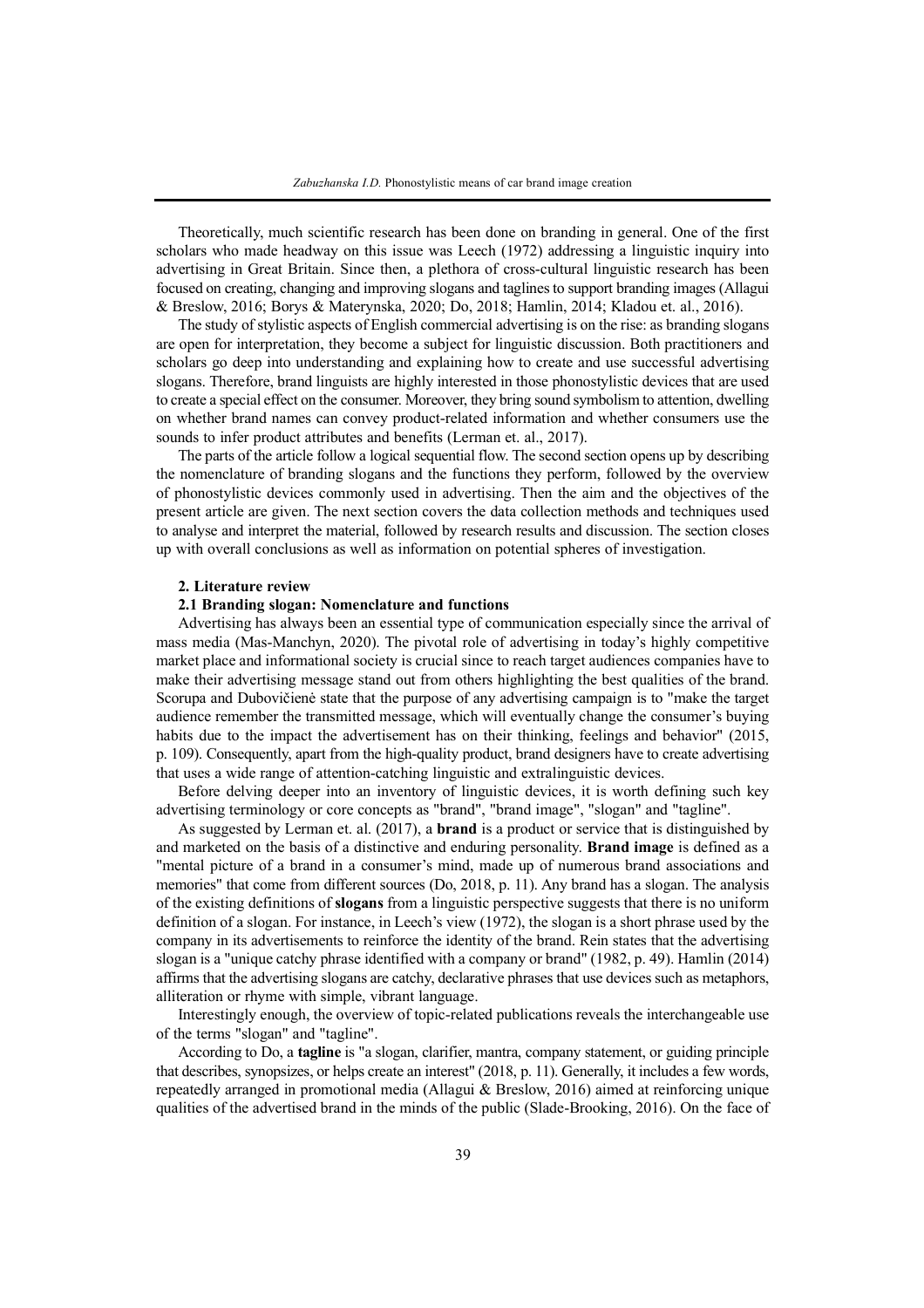Theoretically, much scientific research has been done on branding in general. One of the first scholars who made headway on this issue was Leech (1972) addressing a linguistic inquiry into advertising in Great Britain. Since then, a plethora of cross-cultural linguistic research has been focused on creating, changing and improving slogans and taglines to support branding images (Allagui & Breslow, 2016; Borys & Materynska, 2020; Do, 2018; Hamlin, 2014; Kladou et. al., 2016).

The study of stylistic aspects of English commercial advertising is on the rise: as branding slogans are open for interpretation, they become a subject for linguistic discussion. Both practitioners and scholars go deep into understanding and explaining how to create and use successful advertising slogans. Therefore, brand linguists are highly interested in those phonostylistic devices that are used to create a special effect on the consumer. Moreover, they bring sound symbolism to attention, dwelling on whether brand names can convey product-related information and whether consumers use the sounds to infer product attributes and benefits (Lerman et. al., 2017).

The parts of the article follow a logical sequential flow. The second section opens up by describing the nomenclature of branding slogans and the functions they perform, followed by the overview of phonostylistic devices commonly used in advertising. Then the aim and the objectives of the present article are given. The next section covers the data collection methods and techniques used to analyse and interpret the material, followed by research results and discussion. The section closes up with overall conclusions as well as information on potential spheres of investigation.

## 2. Literature review

### 2.1 Branding slogan: Nomenclature and functions

Advertising has always been an essential type of communication especially since the arrival of mass media (Mas-Manchyn, 2020). The pivotal role of advertising in today's highly competitive market place and informational society is crucial since to reach target audiences companies have to make their advertising message stand out from others highlighting the best qualities of the brand. Scorupa and Dubovičienė state that the purpose of any advertising campaign is to "make the target audience remember the transmitted message, which will eventually change the consumer's buying habits due to the impact the advertisement has on their thinking, feelings and behavior" (2015, p. 109). Consequently, apart from the high-quality product, brand designers have to create advertising that uses a wide range of attention-catching linguistic and extralinguistic devices.

Before delving deeper into an inventory of linguistic devices, it is worth defining such key advertising terminology or core concepts as "brand", "brand image", "slogan" and "tagline".

As suggested by Lerman et. al. (2017), a **brand** is a product or service that is distinguished by and marketed on the basis of a distinctive and enduring personality. **Brand image** is defined as a "mental picture of a brand in a consumer's mind, made up of numerous brand associations and memories" that come from different sources (Do, 2018, p. 11). Any brand has a slogan. The analysis of the existing definitions of **slogans** from a linguistic perspective suggests that there is no uniform definition of a slogan. For instance, in Leech's view (1972), the slogan is a short phrase used by the company in its advertisements to reinforce the identity of the brand. Rein states that the advertising slogan is a "unique catchy phrase identified with a company or brand" (1982, p. 49). Hamlin (2014) affirms that the advertising slogans are catchy, declarative phrases that use devices such as metaphors, alliteration or rhyme with simple, vibrant language.

Interestingly enough, the overview of topic-related publications reveals the interchangeable use of the terms "slogan" and "tagline".

According to Do, a **tagline** is "a slogan, clarifier, mantra, company statement, or guiding principle that describes, synopsizes, or helps create an interest" (2018, p. 11). Generally, it includes a few words, repeatedly arranged in promotional media (Allagui & Breslow, 2016) aimed at reinforcing unique qualities of the advertised brand in the minds of the public (Slade-Brooking, 2016). On the face of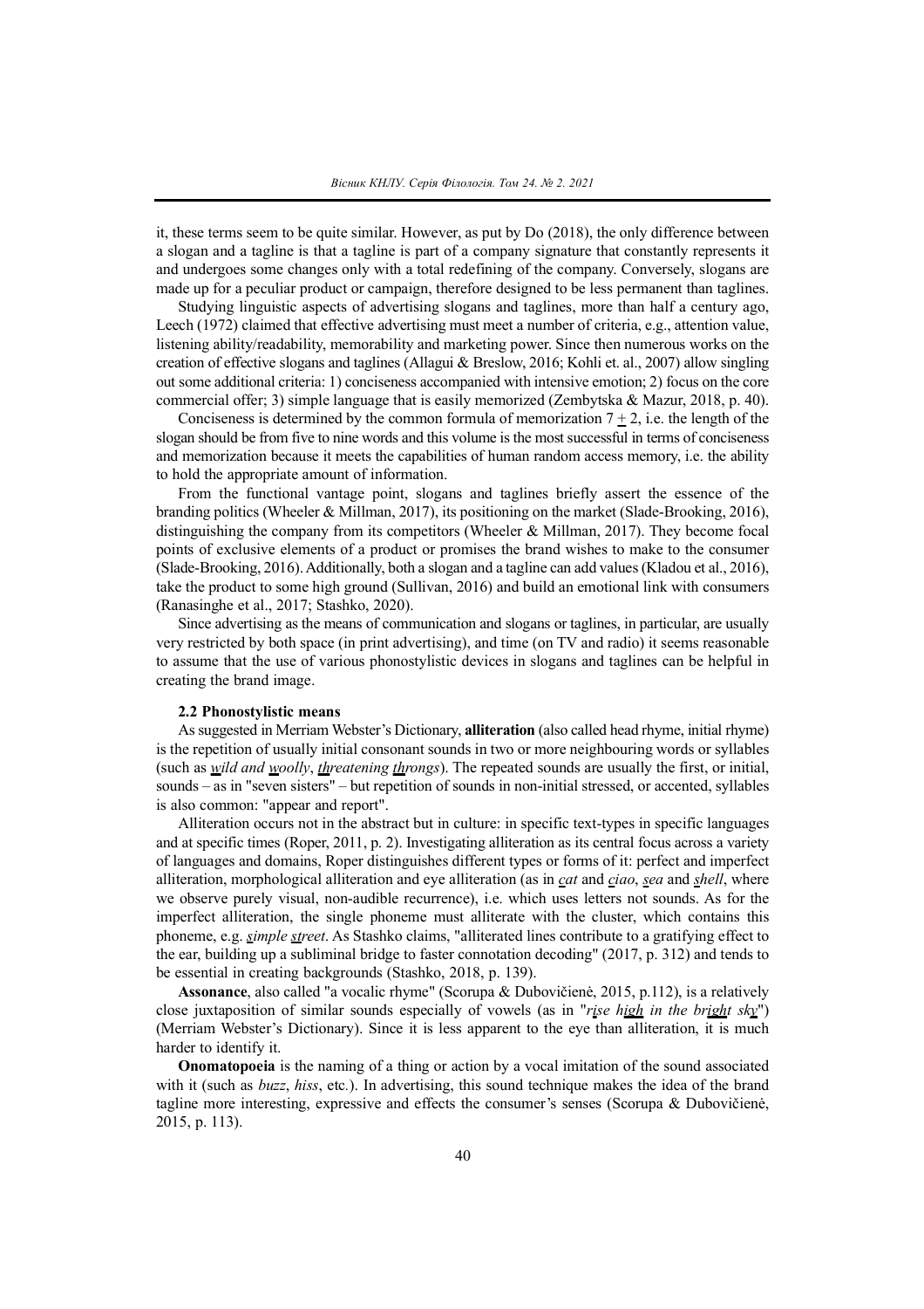it, these terms seem to be quite similar. However, as put by Do (2018), the only difference between a slogan and a tagline is that a tagline is part of a company signature that constantly represents it and undergoes some changes only with a total redefining of the company. Conversely, slogans are made up for a peculiar product or campaign, therefore designed to be less permanent than taglines.

Studying linguistic aspects of advertising slogans and taglines, more than half a century ago, Leech (1972) claimed that effective advertising must meet a number of criteria, e.g., attention value, listening ability/readability, memorability and marketing power. Since then numerous works on the creation of effective slogans and taglines (Allagui & Breslow, 2016; Kohli et. al., 2007) allow singling out some additional criteria: 1) conciseness accompanied with intensive emotion; 2) focus on the core commercial offer; 3) simple language that is easily memorized (Zembytska & Mazur, 2018, p. 40).

Conciseness is determined by the common formula of memorization $7 \pm 2$, i.e. the length of the slogan should be from five to nine words and this volume is the most successful in terms of conciseness and memorization because it meets the capabilities of human random access memory, i.e. the ability to hold the appropriate amount of information.

From the functional vantage point, slogans and taglines briefly assert the essence of the branding politics (Wheeler & Millman, 2017), its positioning on the market (Slade-Brooking, 2016), distinguishing the company from its competitors (Wheeler & Millman, 2017). They become focal points of exclusive elements of a product or promises the brand wishes to make to the consumer (Slade-Brooking, 2016). Additionally, both a slogan and a tagline can add values (Kladou et al., 2016), take the product to some high ground (Sullivan, 2016) and build an emotional link with consumers (Ranasinghe et al., 2017; Stashko, 2020).

Since advertising as the means of communication and slogans or taglines, in particular, are usually very restricted by both space (in print advertising), and time (on TV and radio) it seems reasonable to assume that the use of various phonostylistic devices in slogans and taglines can be helpful in creating the brand image.

### 2.2 Phonostylistic means

As suggested in Merriam Webster's Dictionary, **alliteration** (also called head rhyme, initial rhyme) is the repetition of usually initial consonant sounds in two or more neighbouring words or syllables (such as <u>*w*</u>*ild and* <u>*w*</u>*oolly*, <u>*th*</u>*reatening* <u>*th*</u>*rongs*). The repeated sounds are usually the first, or initial, sounds – as in "seven sisters" – but repetition of sounds in non-initial stressed, or accented, syllables is also common: "appear and report".

Alliteration occurs not in the abstract but in culture: in specific text-types in specific languages and at specific times (Roper, 2011, p. 2). Investigating alliteration as its central focus across a variety of languages and domains, Roper distinguishes different types or forms of it: perfect and imperfect alliteration, morphological alliteration and eye alliteration (as in <u>*c*</u>*at* and <u>*c*</u>*iao*, <u>*s*</u>*ea* and <u>*s*</u>*hell*, where we observe purely visual, non-audible recurrence), i.e. which uses letters not sounds. As for the imperfect alliteration, the single phoneme must alliterate with the cluster, which contains this phoneme, e.g. <u>*s*</u>*imple* <u>*st*</u>*reet*. As Stashko claims, "alliterated lines contribute to a gratifying effect to the ear, building up a subliminal bridge to faster connotation decoding" (2017, p. 312) and tends to be essential in creating backgrounds (Stashko, 2018, p. 139).

**Assonance**, also called "a vocalic rhyme" (Scorupa & Dubovičienė, 2015, p.112), is a relatively close juxtaposition of similar sounds especially of vowels (as in "*r*<u>*i*</u>*se h*<u>*igh*</u> *in the br*<u>*igh*</u>*t sk*<u>*y*</u>") (Merriam Webster's Dictionary). Since it is less apparent to the eye than alliteration, it is much harder to identify it.

**Onomatopoeia** is the naming of a thing or action by a vocal imitation of the sound associated with it (such as *buzz*, *hiss*, etc.). In advertising, this sound technique makes the idea of the brand tagline more interesting, expressive and effects the consumer's senses (Scorupa & Dubovičienė, 2015, p. 113).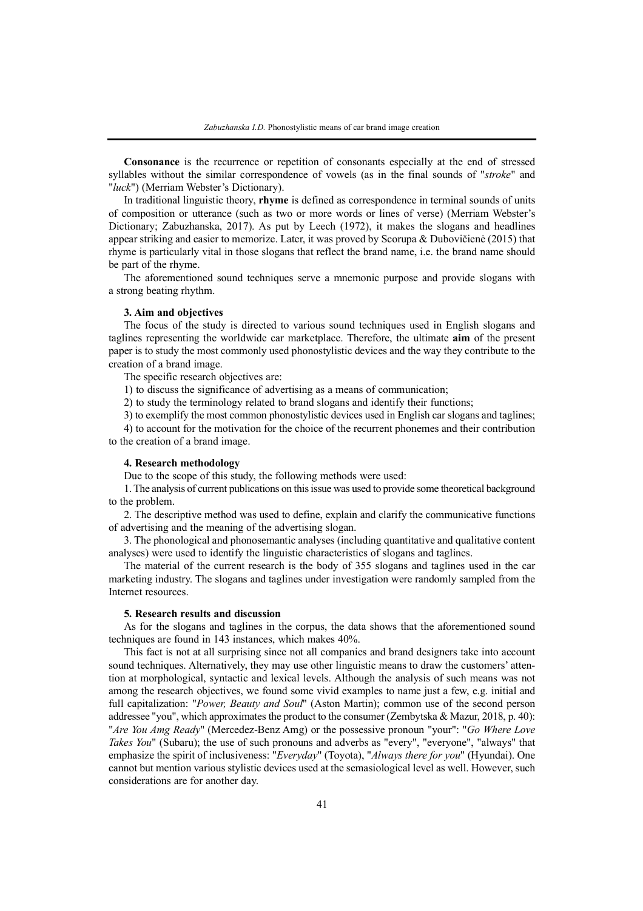**Consonance** is the recurrence or repetition of consonants especially at the end of stressed syllables without the similar correspondence of vowels (as in the final sounds of "*stroke*" and "*luck*") (Merriam Webster's Dictionary).

In traditional linguistic theory, **rhyme** is defined as correspondence in terminal sounds of units of composition or utterance (such as two or more words or lines of verse) (Merriam Webster's Dictionary; Zabuzhanska, 2017). As put by Leech (1972), it makes the slogans and headlines appear striking and easier to memorize. Later, it was proved by Scorupa & Dubovičienė (2015) that rhyme is particularly vital in those slogans that reflect the brand name, i.e. the brand name should be part of the rhyme.

The aforementioned sound techniques serve a mnemonic purpose and provide slogans with a strong beating rhythm.

### 3. Aim and objectives

The focus of the study is directed to various sound techniques used in English slogans and taglines representing the worldwide car marketplace. Therefore, the ultimate **aim** of the present paper is to study the most commonly used phonostylistic devices and the way they contribute to the creation of a brand image.

The specific research objectives are:

1) to discuss the significance of advertising as a means of communication;

2) to study the terminology related to brand slogans and identify their functions;

3) to exemplify the most common phonostylistic devices used in English car slogans and taglines;

4) to account for the motivation for the choice of the recurrent phonemes and their contribution to the creation of a brand image.

### 4. Research methodology

Due to the scope of this study, the following methods were used:

1. The analysis of current publications on this issue was used to provide some theoretical background to the problem.

2. The descriptive method was used to define, explain and clarify the communicative functions of advertising and the meaning of the advertising slogan.

3. The phonological and phonosemantic analyses (including quantitative and qualitative content analyses) were used to identify the linguistic characteristics of slogans and taglines.

The material of the current research is the body of 355 slogans and taglines used in the car marketing industry. The slogans and taglines under investigation were randomly sampled from the Internet resources.

### 5. Research results and discussion

As for the slogans and taglines in the corpus, the data shows that the aforementioned sound techniques are found in 143 instances, which makes 40%.

This fact is not at all surprising since not all companies and brand designers take into account sound techniques. Alternatively, they may use other linguistic means to draw the customers' attention at morphological, syntactic and lexical levels. Although the analysis of such means was not among the research objectives, we found some vivid examples to name just a few, e.g. initial and full capitalization: "*Power, Beauty and Soul*" (Aston Martin); common use of the second person addressee "you", which approximates the product to the consumer (Zembytska & Mazur, 2018, p. 40): "*Are You Amg Ready*" (Mercedez-Benz Amg) or the possessive pronoun "your": "*Go Where Love Takes You*" (Subaru); the use of such pronouns and adverbs as "every", "everyone", "always" that emphasize the spirit of inclusiveness: "*Everyday*" (Toyota), "*Always there for you*" (Hyundai). One cannot but mention various stylistic devices used at the semasiological level as well. However, such considerations are for another day.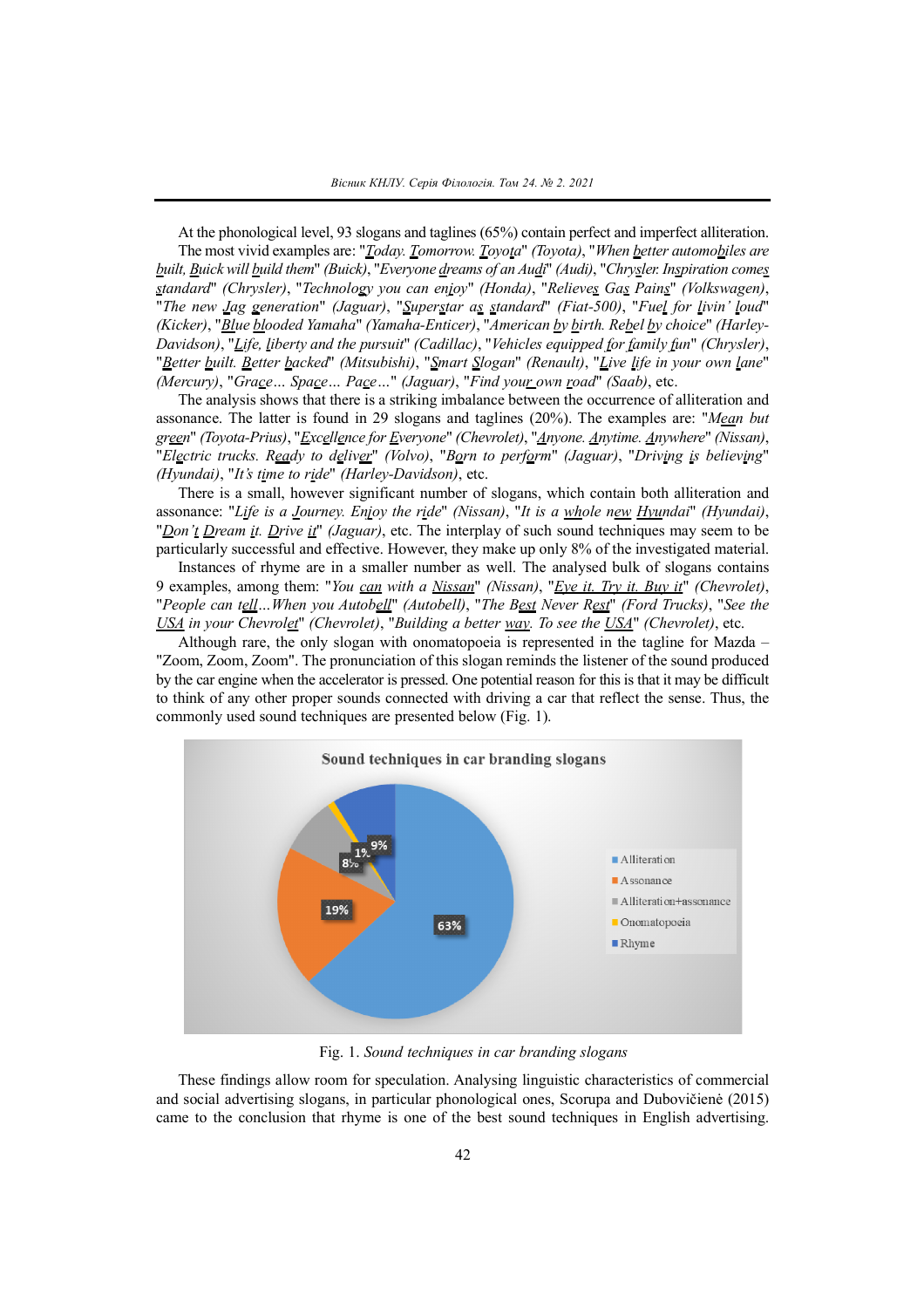At the phonological level, 93 slogans and taglines (65%) contain perfect and imperfect alliteration. The most vivid examples are: "*Today. Tomorrow. Toyota*" *(Toyota)*, "*When better automobiles are built, Buick will build them*" *(Buick)*, "*Everyone dreams of an Audi*" *(Audi)*, "*Chrysler. Inspiration comes standard*" *(Chrysler)*, "*Technology you can enjoy*" *(Honda)*, "*Relieves Gas Pains*" *(Volkswagen)*, "*The new Jag generation*" *(Jaguar)*, "*Superstar as standard*" *(Fiat-500)*, "*Fuel for livin' loud*" *(Kicker)*, "*Blue blooded Yamaha*" *(Yamaha-Enticer)*, "*American by birth. Rebel by choice*" *(Harley-Davidson)*, "*Life, liberty and the pursuit*" *(Cadillac)*, "*Vehicles equipped for family fun*" *(Chrysler)*, "*Better built. Better backed*" *(Mitsubishi)*, "*Smart Slogan*" *(Renault)*, "*Live life in your own lane*" *(Mercury)*, "*Grace… Space… Pace…*" *(Jaguar)*, "*Find your own road*" *(Saab)*, etc.

The analysis shows that there is a striking imbalance between the occurrence of alliteration and assonance. The latter is found in 29 slogans and taglines (20%). The examples are: "*Mean but green*" *(Toyota-Prius)*, "*Excellence for Everyone*" *(Chevrolet)*, "*Anyone. Anytime. Anywhere*" *(Nissan)*, "*Electric trucks. Ready to deliver*" *(Volvo)*, "*Born to perform*" *(Jaguar)*, "*Driving is believing*" *(Hyundai)*, "*It's time to ride*" *(Harley-Davidson)*, etc.

There is a small, however significant number of slogans, which contain both alliteration and assonance: "*Life is a Journey. Enjoy the ride*" *(Nissan)*, "*It is a whole new Hyundai*" *(Hyundai)*, "*Don't Dream it. Drive it*" *(Jaguar)*, etc. The interplay of such sound techniques may seem to be particularly successful and effective. However, they make up only 8% of the investigated material.

Instances of rhyme are in a smaller number as well. The analysed bulk of slogans contains 9 examples, among them: "*You can with a Nissan*" *(Nissan)*, "*Eye it. Try it. Buy it*" *(Chevrolet)*, "*People can tell…When you Autobell*" *(Autobell)*, "*The Best Never Rest*" *(Ford Trucks)*, "*See the USA in your Chevrolet*" *(Chevrolet)*, "*Building a better way. To see the USA*" *(Chevrolet)*, etc.

Although rare, the only slogan with onomatopoeia is represented in the tagline for Mazda – "Zoom, Zoom, Zoom". The pronunciation of this slogan reminds the listener of the sound produced by the car engine when the accelerator is pressed. One potential reason for this is that it may be difficult to think of any other proper sounds connected with driving a car that reflect the sense. Thus, the commonly used sound techniques are presented below (Fig. 1).

Fig. 1. *Sound techniques in car branding slogans*

These findings allow room for speculation. Analysing linguistic characteristics of commercial and social advertising slogans, in particular phonological ones, Scorupa and Dubovičienė (2015) came to the conclusion that rhyme is one of the best sound techniques in English advertising.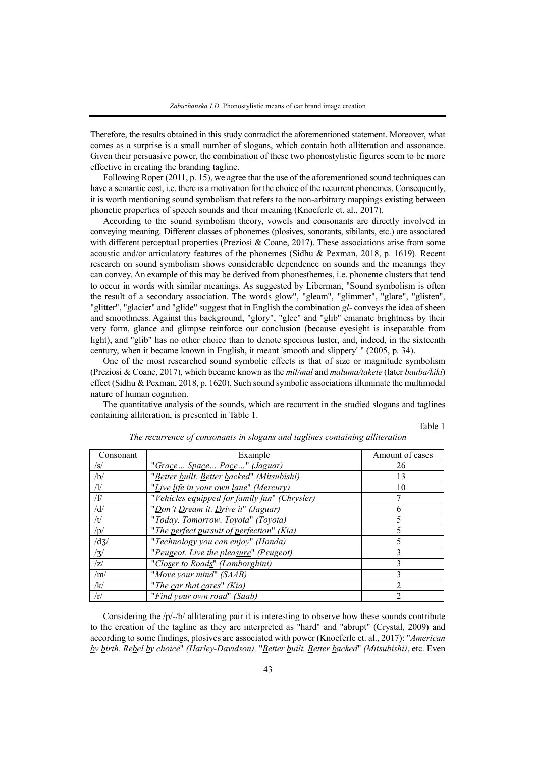Therefore, the results obtained in this study contradict the aforementioned statement. Moreover, what comes as a surprise is a small number of slogans, which contain both alliteration and assonance. Given their persuasive power, the combination of these two phonostylistic figures seem to be more effective in creating the branding tagline.

Following Roper (2011, p. 15), we agree that the use of the aforementioned sound techniques can have a semantic cost, i.e. there is a motivation for the choice of the recurrent phonemes. Consequently, it is worth mentioning sound symbolism that refers to the non-arbitrary mappings existing between phonetic properties of speech sounds and their meaning (Knoeferle et. al., 2017).

According to the sound symbolism theory, vowels and consonants are directly involved in conveying meaning. Different classes of phonemes (plosives, sonorants, sibilants, etc.) are associated with different perceptual properties (Preziosi & Coane, 2017). These associations arise from some acoustic and/or articulatory features of the phonemes (Sidhu & Pexman, 2018, p. 1619). Recent research on sound symbolism shows considerable dependence on sounds and the meanings they can convey. An example of this may be derived from phonesthemes, i.e. phoneme clusters that tend to occur in words with similar meanings. As suggested by Liberman, "Sound symbolism is often the result of a secondary association. The words glow", "gleam", "glimmer", "glare", "glisten", "glitter", "glacier" and "glide" suggest that in English the combination *gl-* conveys the idea of sheen and smoothness. Against this background, "glory", "glee" and "glib" emanate brightness by their very form, glance and glimpse reinforce our conclusion (because eyesight is inseparable from light), and "glib" has no other choice than to denote specious luster, and, indeed, in the sixteenth century, when it became known in English, it meant 'smooth and slippery' " (2005, p. 34).

One of the most researched sound symbolic effects is that of size or magnitude symbolism (Preziosi & Coane, 2017), which became known as the *mil/mal* and *maluma/takete* (later *bauba/kiki*) effect (Sidhu & Pexman, 2018, p. 1620). Such sound symbolic associations illuminate the multimodal nature of human cognition.

The quantitative analysis of the sounds, which are recurrent in the studied slogans and taglines containing alliteration, is presented in Table 1.

Table 1

*The recurrence of consonants in slogans and taglines containing alliteration*

| Consonant | Example | Amount of cases |
|---|---|---|
| /s/ | "*Grace… Space… Pace…*" *(Jaguar)* | 26 |
| /b/ | "*Better built. Better backed*" *(Mitsubishi)* | 13 |
| /l/ | "*Live life in your own lane*" *(Mercury)* | 10 |
| /f/ | "*Vehicles equipped for family fun*" *(Chrysler)* | 7 |
| /d/ | "*Don't Dream it. Drive it*" *(Jaguar)* | 6 |
| /t/ | "*Today. Tomorrow. Toyota*" *(Toyota)* | 5 |
| /p/ | "*The perfect pursuit of perfection*" *(Kia)* | 5 |
| /dʒ/ | "*Technology you can enjoy*" *(Honda)* | 5 |
| /ʒ/ | "*Peugeot. Live the pleasure*" *(Peugeot)* | 3 |
| /z/ | "*Closer to Roads*" *(Lamborghini)* | 3 |
| /m/ | "*Move your mind*" *(SAAB)* | 3 |
| /k/ | "*The car that cares*" *(Kia)* | 2 |
| /r/ | "*Find your own road*" *(Saab)* | 2 |

Considering the /p/-/b/ alliterating pair it is interesting to observe how these sounds contribute to the creation of the tagline as they are interpreted as "hard" and "abrupt" (Crystal, 2009) and according to some findings, plosives are associated with power (Knoeferle et. al., 2017): "*American by birth. Rebel by choice*" *(Harley-Davidson),* "*Better built. Better backed*" *(Mitsubishi)*, etc. Even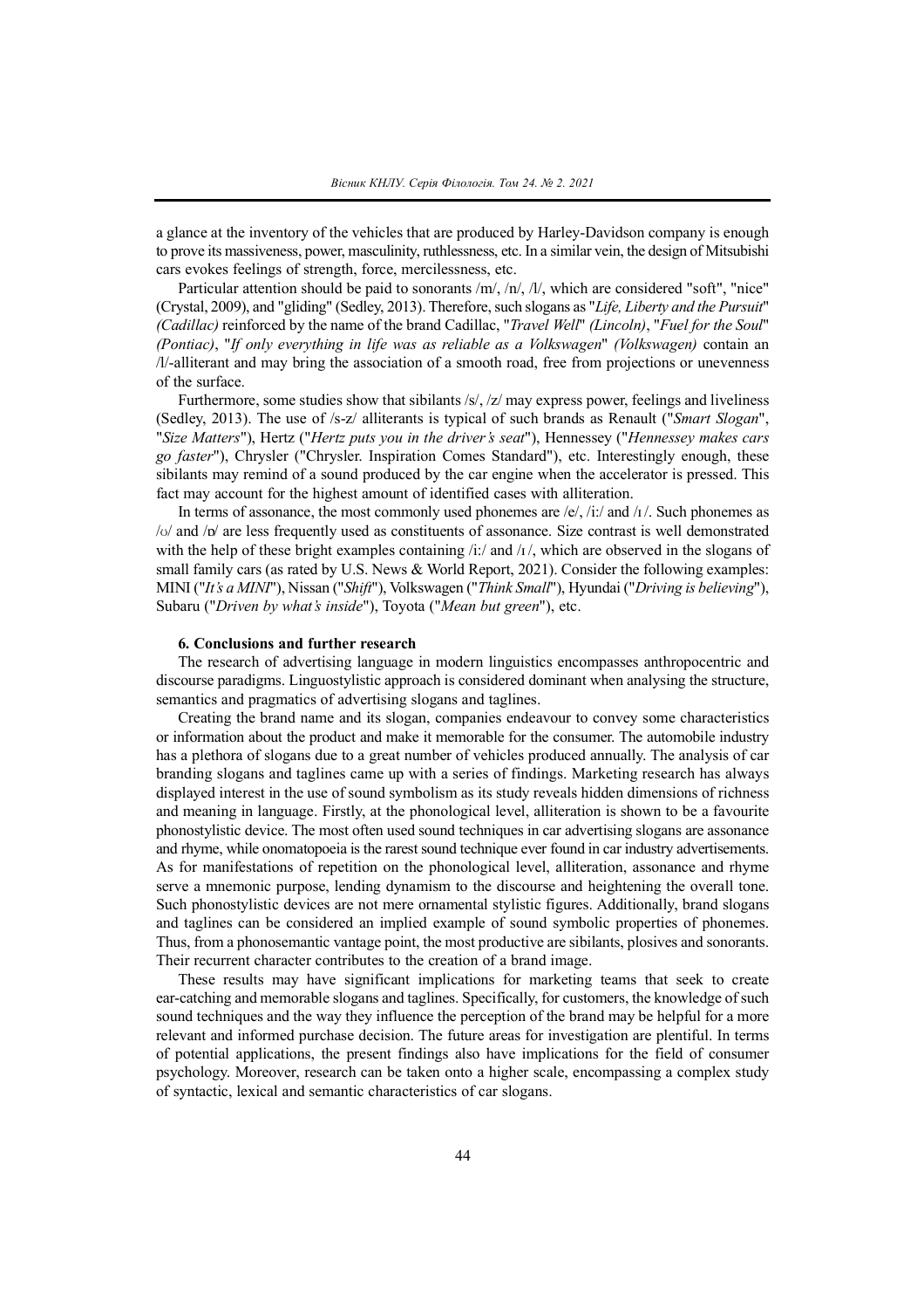a glance at the inventory of the vehicles that are produced by Harley-Davidson company is enough to prove its massiveness, power, masculinity, ruthlessness, etc. In a similar vein, the design of Mitsubishi cars evokes feelings of strength, force, mercilessness, etc.

Particular attention should be paid to sonorants /m/, /n/, /l/, which are considered "soft", "nice" (Crystal, 2009), and "gliding" (Sedley, 2013). Therefore, such slogans as "*Life, Liberty and the Pursuit*" *(Cadillac)* reinforced by the name of the brand Cadillac, "*Travel Well*" *(Lincoln)*, "*Fuel for the Soul*" *(Pontiac)*, "*If only everything in life was as reliable as a Volkswagen*" *(Volkswagen)* contain an /l/-alliterant and may bring the association of a smooth road, free from projections or unevenness of the surface.

Furthermore, some studies show that sibilants /s/, /z/ may express power, feelings and liveliness (Sedley, 2013). The use of /s-z/ alliterants is typical of such brands as Renault ("*Smart Slogan*", "*Size Matters*"), Hertz ("*Hertz puts you in the driver's seat*"), Hennessey ("*Hennessey makes cars go faster*"), Chrysler ("Chrysler. Inspiration Comes Standard"), etc. Interestingly enough, these sibilants may remind of a sound produced by the car engine when the accelerator is pressed. This fact may account for the highest amount of identified cases with alliteration.

In terms of assonance, the most commonly used phonemes are /e/, /i:/ and /ɪ/. Such phonemes as /ʊ/ and /ɒ/ are less frequently used as constituents of assonance. Size contrast is well demonstrated with the help of these bright examples containing /i:/ and /ɪ/, which are observed in the slogans of small family cars (as rated by U.S. News & World Report, 2021). Consider the following examples: MINI ("*It's a MINI*"), Nissan ("*Shift*"), Volkswagen ("*Think Small*"), Hyundai ("*Driving is believing*"), Subaru ("*Driven by what's inside*"), Toyota ("*Mean but green*"), etc.

## 6. Conclusions and further research

The research of advertising language in modern linguistics encompasses anthropocentric and discourse paradigms. Linguostylistic approach is considered dominant when analysing the structure, semantics and pragmatics of advertising slogans and taglines.

Creating the brand name and its slogan, companies endeavour to convey some characteristics or information about the product and make it memorable for the consumer. The automobile industry has a plethora of slogans due to a great number of vehicles produced annually. The analysis of car branding slogans and taglines came up with a series of findings. Marketing research has always displayed interest in the use of sound symbolism as its study reveals hidden dimensions of richness and meaning in language. Firstly, at the phonological level, alliteration is shown to be a favourite phonostylistic device. The most often used sound techniques in car advertising slogans are assonance and rhyme, while onomatopoeia is the rarest sound technique ever found in car industry advertisements. As for manifestations of repetition on the phonological level, alliteration, assonance and rhyme serve a mnemonic purpose, lending dynamism to the discourse and heightening the overall tone. Such phonostylistic devices are not mere ornamental stylistic figures. Additionally, brand slogans and taglines can be considered an implied example of sound symbolic properties of phonemes. Thus, from a phonosemantic vantage point, the most productive are sibilants, plosives and sonorants. Their recurrent character contributes to the creation of a brand image.

These results may have significant implications for marketing teams that seek to create ear-catching and memorable slogans and taglines. Specifically, for customers, the knowledge of such sound techniques and the way they influence the perception of the brand may be helpful for a more relevant and informed purchase decision. The future areas for investigation are plentiful. In terms of potential applications, the present findings also have implications for the field of consumer psychology. Moreover, research can be taken onto a higher scale, encompassing a complex study of syntactic, lexical and semantic characteristics of car slogans.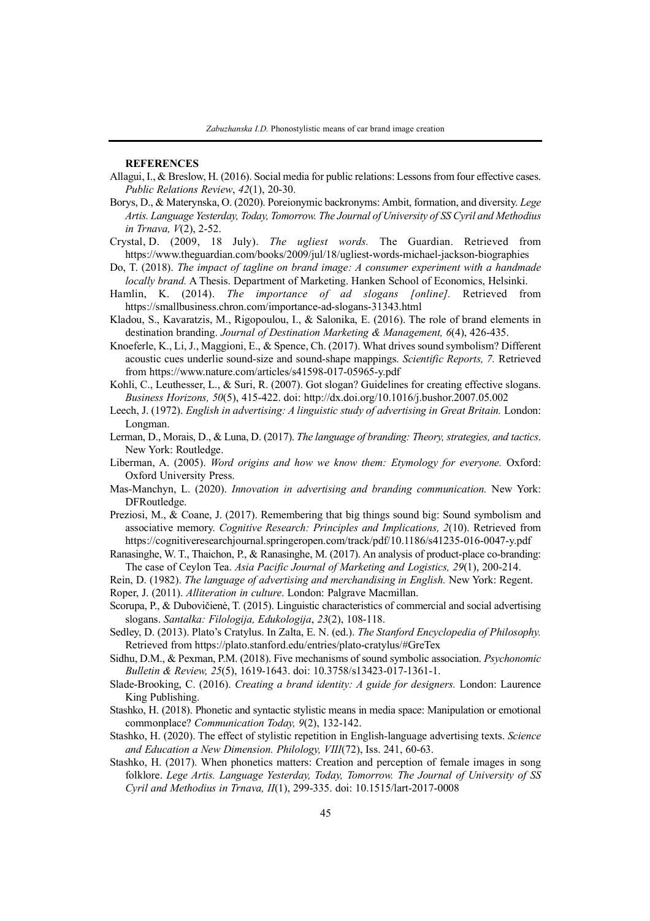**REFERENCES**

Allagui, I., & Breslow, H. (2016). Social media for public relations: Lessons from four effective cases. *Public Relations Review*, *42*(1), 20-30.

Borys, D., & Materynska, O. (2020). Poreionymic backronyms: Ambit, formation, and diversity. *Lege Artis. Language Yesterday, Today, Tomorrow. The Journal of University of SS Cyril and Methodius in Trnava, V*(2), 2-52.

Crystal, D. (2009, 18 July). *The ugliest words.* The Guardian. Retrieved from https://www.theguardian.com/books/2009/jul/18/ugliest-words-michael-jackson-biographies

Do, T. (2018). *The impact of tagline on brand image: A consumer experiment with a handmade locally brand.* A Thesis. Department of Marketing. Hanken School of Economics, Helsinki.

Hamlin, K. (2014). *The importance of ad slogans [online].* Retrieved from https://smallbusiness.chron.com/importance-ad-slogans-31343.html

Kladou, S., Kavaratzis, M., Rigopoulou, I., & Salonika, E. (2016). The role of brand elements in destination branding. *Journal of Destination Marketing & Management, 6*(4), 426-435.

Knoeferle, K., Li, J., Maggioni, E., & Spence, Ch. (2017). What drives sound symbolism? Different acoustic cues underlie sound-size and sound-shape mappings. *Scientific Reports, 7.* Retrieved from https://www.nature.com/articles/s41598-017-05965-y.pdf

Kohli, C., Leuthesser, L., & Suri, R. (2007). Got slogan? Guidelines for creating effective slogans. *Business Horizons, 50*(5), 415-422. doi: http://dx.doi.org/10.1016/j.bushor.2007.05.002

Leech, J. (1972). *English in advertising: A linguistic study of advertising in Great Britain.* London: Longman.

Lerman, D., Morais, D., & Luna, D. (2017). *The language of branding: Theory, strategies, and tactics*. New York: Routledge.

Liberman, A. (2005). *Word origins and how we know them: Etymology for everyone.* Oxford: Oxford University Press.

Mas-Manchyn, L. (2020). *Innovation in advertising and branding communication.* New York: DFRoutledge.

Preziosi, M., & Coane, J. (2017). Remembering that big things sound big: Sound symbolism and associative memory. *Cognitive Research: Principles and Implications, 2*(10). Retrieved from https://cognitiveresearchjournal.springeropen.com/track/pdf/10.1186/s41235-016-0047-y.pdf

Ranasinghe, W. T., Thaichon, P., & Ranasinghe, M. (2017). An analysis of product-place co-branding: The case of Ceylon Tea. *Asia Pacific Journal of Marketing and Logistics, 29*(1), 200-214.

Rein, D. (1982). *The language of advertising and merchandising in English.* New York: Regent.

Roper, J. (2011). *Alliteration in culture*. London: Palgrave Macmillan.

Scorupa, P., & Dubovičienė, T. (2015). Linguistic characteristics of commercial and social advertising slogans. *Santalka: Filologija, Edukologija*, *23*(2), 108-118.

Sedley, D. (2013). Plato's Cratylus. In Zalta, E. N. (ed.). *The Stanford Encyclopedia of Philosophy.* Retrieved from https://plato.stanford.edu/entries/plato-cratylus/#GreTex

Sidhu, D.M., & Pexman, P.M. (2018). Five mechanisms of sound symbolic association. *Psychonomic Bulletin & Review, 25*(5), 1619-1643. doi: 10.3758/s13423-017-1361-1.

Slade-Brooking, C. (2016). *Creating a brand identity: A guide for designers.* London: Laurence King Publishing.

Stashko, H. (2018). Phonetic and syntactic stylistic means in media space: Manipulation or emotional commonplace? *Communication Today, 9*(2), 132-142.

Stashko, H. (2020). The effect of stylistic repetition in English-language advertising texts. *Science and Education a New Dimension. Philology, VIII*(72), Iss. 241, 60-63.

Stashko, H. (2017). When phonetics matters: Creation and perception of female images in song folklore. *Lege Artis. Language Yesterday, Today, Tomorrow. The Journal of University of SS Cyril and Methodius in Trnava, II*(1), 299-335. doi: 10.1515/lart-2017-0008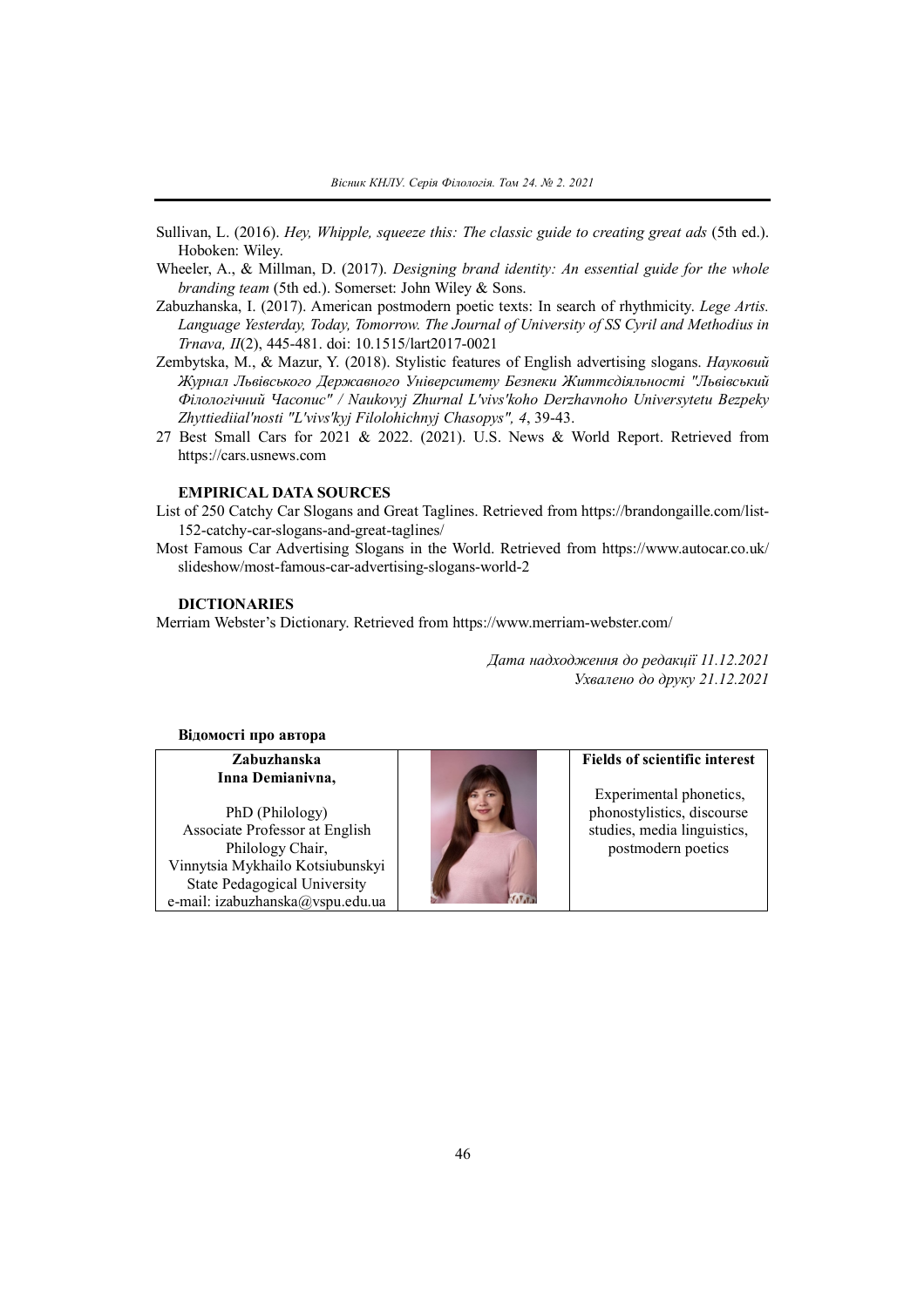Sullivan, L. (2016). *Hey, Whipple, squeeze this: The classic guide to creating great ads* (5th ed.). Hoboken: Wiley.

Wheeler, A., & Millman, D. (2017). *Designing brand identity: An essential guide for the whole branding team* (5th ed.). Somerset: John Wiley & Sons.

Zabuzhanska, I. (2017). American postmodern poetic texts: In search of rhythmicity. *Lege Artis. Language Yesterday, Today, Tomorrow. The Journal of University of SS Cyril and Methodius in Trnava, II*(2), 445-481. doi: 10.1515/lart2017-0021

Zembytska, M., & Mazur, Y. (2018). Stylistic features of English advertising slogans. *Науковий Журнал Львівського Державного Університету Безпеки Життєдіяльності "Львівський Філологічний Часопис" / Naukovyj Zhurnal L'vivs'koho Derzhavnoho Universytetu Bezpeky Zhyttiediial'nosti "L'vivs'kyj Filolohichnyj Chasopys", 4*, 39-43.

27 Best Small Cars for 2021 & 2022. (2021). U.S. News & World Report. Retrieved from https://cars.usnews.com

**EMPIRICAL DATA SOURCES**

List of 250 Catchy Car Slogans and Great Taglines. Retrieved from https://brandongaille.com/list-152-catchy-car-slogans-and-great-taglines/

Most Famous Car Advertising Slogans in the World. Retrieved from https://www.autocar.co.uk/slideshow/most-famous-car-advertising-slogans-world-2

**DICTIONARIES**

Merriam Webster's Dictionary. Retrieved from https://www.merriam-webster.com/

*Дата надходження до редакції 11.12.2021*
*Ухвалено до друку 21.12.2021*

**Відомості про автора**

| | | |
|---|---|---|
| **Zabuzhanska Inna Demianivna,**<br><br>PhD (Philology)<br>Associate Professor at English Philology Chair,<br>Vinnytsia Mykhailo Kotsiubunskyi State Pedagogical University<br>e-mail: izabuzhanska@vspu.edu.ua | | **Fields of scientific interest**<br><br>Experimental phonetics, phonostylistics, discourse studies, media linguistics, postmodern poetics |